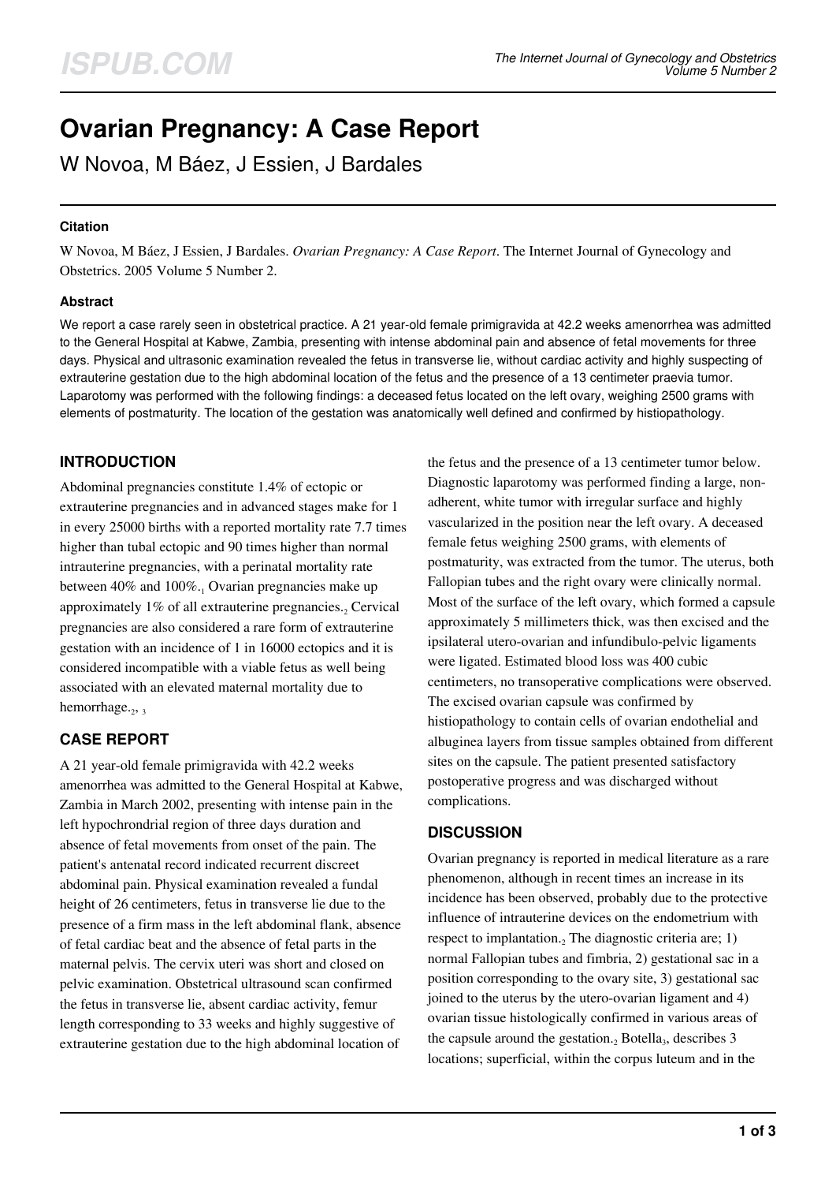# Ovarian Pregnancy: A Case Report

W Novoa, M Báez, J Essien, J Bardales

### Citation

W Novoa, M Báez, J Essien, J Bardales. *Ovarian Pregnancy: A Case Report*. The Internet Journal of Gynecology and Obstetrics. 2005 Volume 5 Number 2.

### Abstract

We report a case rarely seen in obstetrical practice. A 21 year-old female primigravida at 42.2 weeks amenorrhea was admitted to the General Hospital at Kabwe, Zambia, presenting with intense abdominal pain and absence of fetal movements for three days. Physical and ultrasonic examination revealed the fetus in transverse lie, without cardiac activity and highly suspecting of extrauterine gestation due to the high abdominal location of the fetus and the presence of a 13 centimeter praevia tumor. Laparotomy was performed with the following findings: a deceased fetus located on the left ovary, weighing 2500 grams with elements of postmaturity. The location of the gestation was anatomically well defined and confirmed by histiopathology.

## INTRODUCTION

Abdominal pregnancies constitute 1.4% of ectopic or extrauterine pregnancies and in advanced stages make for 1 in every 25000 births with a reported mortality rate 7.7 times higher than tubal ectopic and 90 times higher than normal intrauterine pregnancies, with a perinatal mortality rate between 40% and 100%.[1] Ovarian pregnancies make up approximately 1% of all extrauterine pregnancies.[2] Cervical pregnancies are also considered a rare form of extrauterine gestation with an incidence of 1 in 16000 ectopics and it is considered incompatible with a viable fetus as well being associated with an elevated maternal mortality due to hemorrhage.[2, 3]

## CASE REPORT

A 21 year-old female primigravida with 42.2 weeks amenorrhea was admitted to the General Hospital at Kabwe, Zambia in March 2002, presenting with intense pain in the left hypochrondrial region of three days duration and absence of fetal movements from onset of the pain. The patient's antenatal record indicated recurrent discreet abdominal pain. Physical examination revealed a fundal height of 26 centimeters, fetus in transverse lie due to the presence of a firm mass in the left abdominal flank, absence of fetal cardiac beat and the absence of fetal parts in the maternal pelvis. The cervix uteri was short and closed on pelvic examination. Obstetrical ultrasound scan confirmed the fetus in transverse lie, absent cardiac activity, femur length corresponding to 33 weeks and highly suggestive of extrauterine gestation due to the high abdominal location of the fetus and the presence of a 13 centimeter tumor below. Diagnostic laparotomy was performed finding a large, non-adherent, white tumor with irregular surface and highly vascularized in the position near the left ovary. A deceased female fetus weighing 2500 grams, with elements of postmaturity, was extracted from the tumor. The uterus, both Fallopian tubes and the right ovary were clinically normal. Most of the surface of the left ovary, which formed a capsule approximately 5 millimeters thick, was then excised and the ipsilateral utero-ovarian and infundibulo-pelvic ligaments were ligated. Estimated blood loss was 400 cubic centimeters, no transoperative complications were observed. The excised ovarian capsule was confirmed by histiopathology to contain cells of ovarian endothelial and albuginea layers from tissue samples obtained from different sites on the capsule. The patient presented satisfactory postoperative progress and was discharged without complications.

## DISCUSSION

Ovarian pregnancy is reported in medical literature as a rare phenomenon, although in recent times an increase in its incidence has been observed, probably due to the protective influence of intrauterine devices on the endometrium with respect to implantation.[2] The diagnostic criteria are; 1) normal Fallopian tubes and fimbria, 2) gestational sac in a position corresponding to the ovary site, 3) gestational sac joined to the uterus by the utero-ovarian ligament and 4) ovarian tissue histologically confirmed in various areas of the capsule around the gestation.[2] Botella[3], describes 3 locations; superficial, within the corpus luteum and in the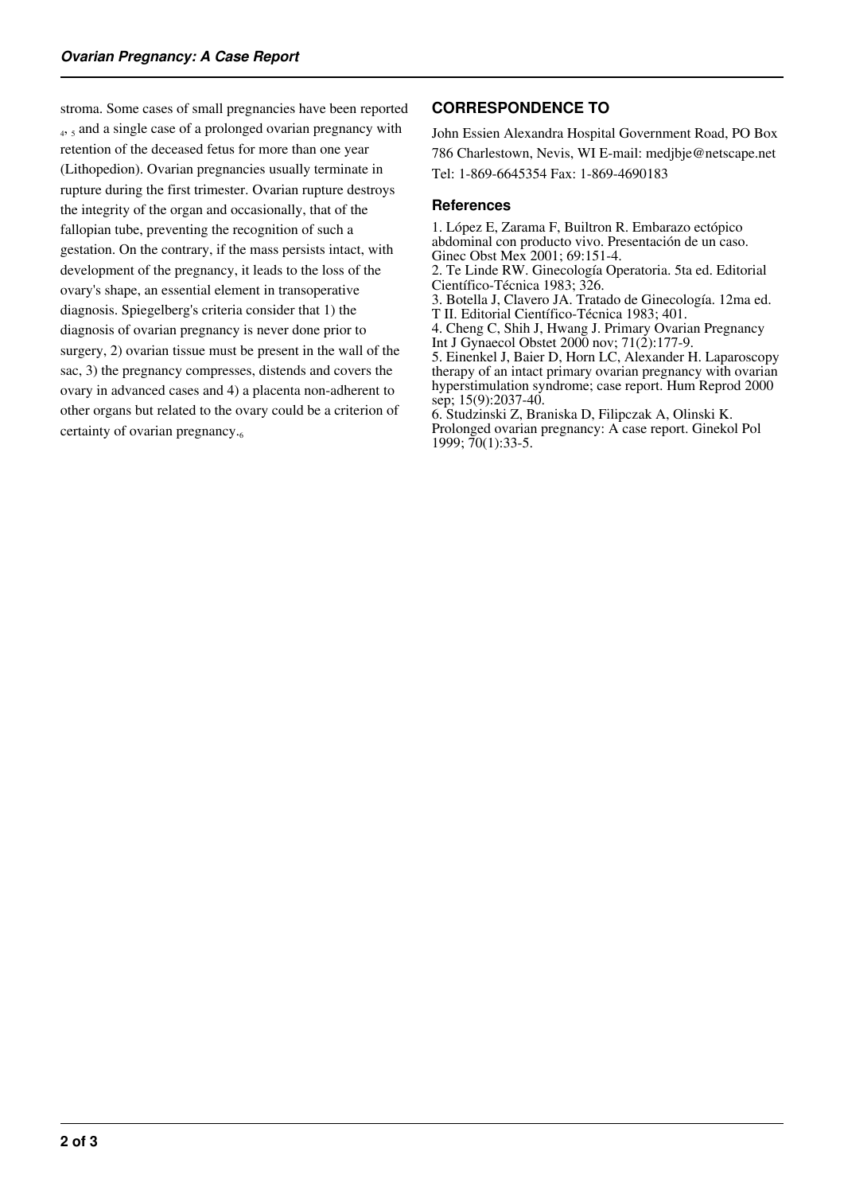stroma. Some cases of small pregnancies have been reported [4, 5] and a single case of a prolonged ovarian pregnancy with retention of the deceased fetus for more than one year (Lithopedion). Ovarian pregnancies usually terminate in rupture during the first trimester. Ovarian rupture destroys the integrity of the organ and occasionally, that of the fallopian tube, preventing the recognition of such a gestation. On the contrary, if the mass persists intact, with development of the pregnancy, it leads to the loss of the ovary's shape, an essential element in transoperative diagnosis. Spiegelberg's criteria consider that 1) the diagnosis of ovarian pregnancy is never done prior to surgery, 2) ovarian tissue must be present in the wall of the sac, 3) the pregnancy compresses, distends and covers the ovary in advanced cases and 4) a placenta non-adherent to other organs but related to the ovary could be a criterion of certainty of ovarian pregnancy.[6]

## CORRESPONDENCE TO

John Essien Alexandra Hospital Government Road, PO Box 786 Charlestown, Nevis, WI E-mail: medjbje@netscape.net Tel: 1-869-6645354 Fax: 1-869-4690183

### References

1. López E, Zarama F, Builtron R. Embarazo ectópico abdominal con producto vivo. Presentación de un caso. Ginec Obst Mex 2001; 69:151-4.
2. Te Linde RW. Ginecología Operatoria. 5ta ed. Editorial Científico-Técnica 1983; 326.
3. Botella J, Clavero JA. Tratado de Ginecología. 12ma ed. T II. Editorial Científico-Técnica 1983; 401.
4. Cheng C, Shih J, Hwang J. Primary Ovarian Pregnancy Int J Gynaecol Obstet 2000 nov; 71(2):177-9.
5. Einenkel J, Baier D, Horn LC, Alexander H. Laparoscopy therapy of an intact primary ovarian pregnancy with ovarian hyperstimulation syndrome; case report. Hum Reprod 2000 sep; 15(9):2037-40.
6. Studzinski Z, Braniska D, Filipczak A, Olinski K. Prolonged ovarian pregnancy: A case report. Ginekol Pol 1999; 70(1):33-5.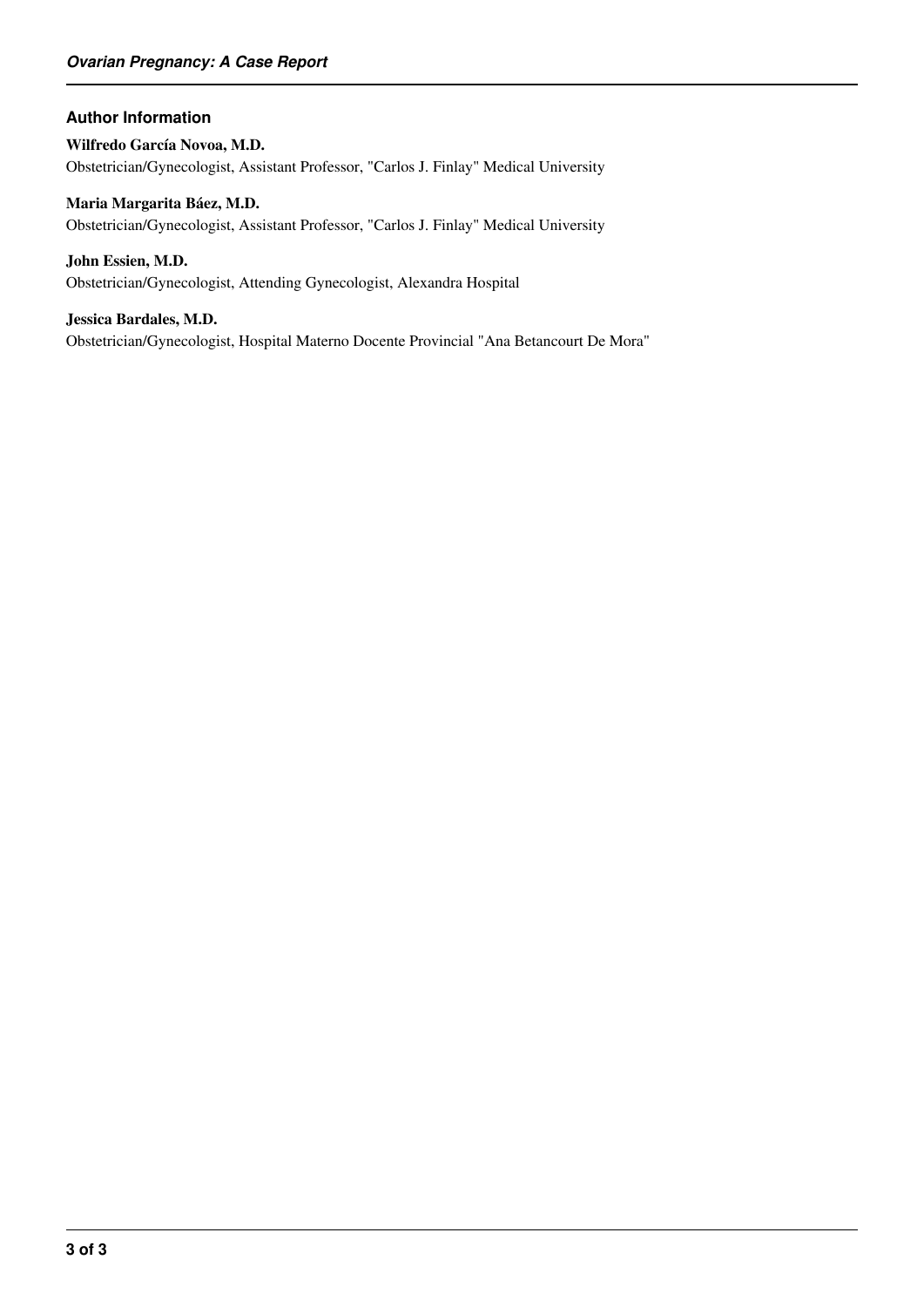## Author Information

**Wilfredo García Novoa, M.D.**
Obstetrician/Gynecologist, Assistant Professor, "Carlos J. Finlay" Medical University

**Maria Margarita Báez, M.D.**
Obstetrician/Gynecologist, Assistant Professor, "Carlos J. Finlay" Medical University

**John Essien, M.D.**
Obstetrician/Gynecologist, Attending Gynecologist, Alexandra Hospital

**Jessica Bardales, M.D.**
Obstetrician/Gynecologist, Hospital Materno Docente Provincial "Ana Betancourt De Mora"